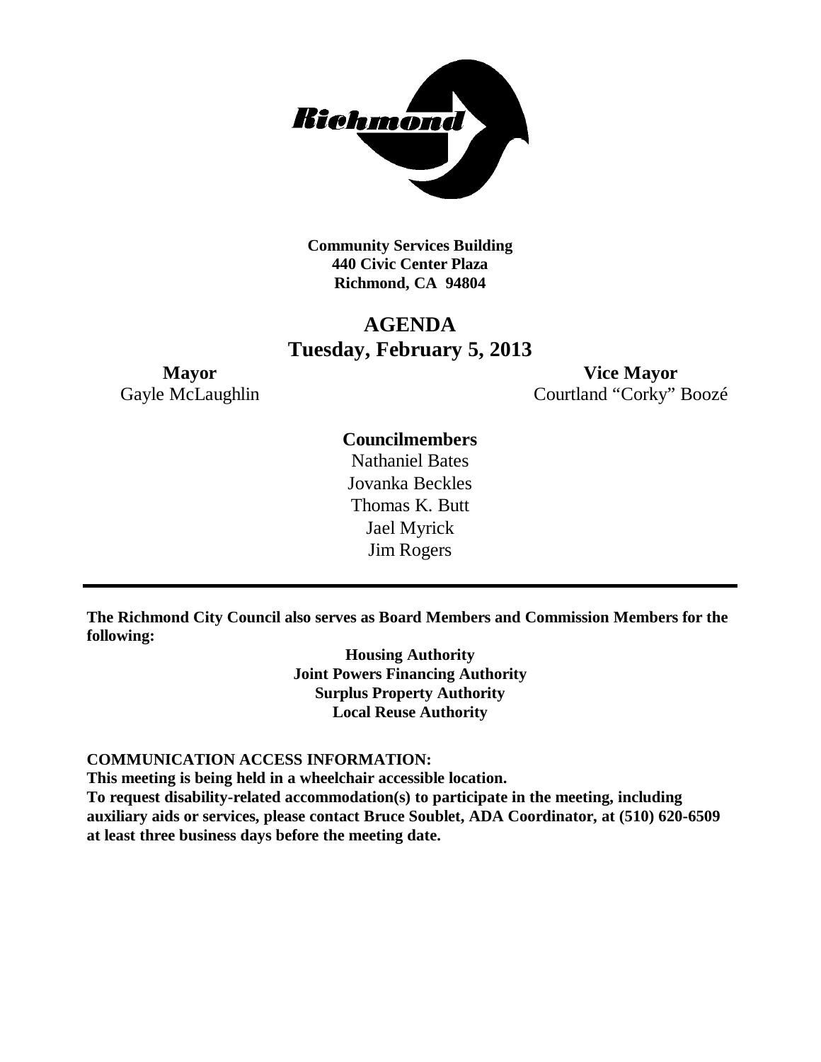**Community Services Building**
**440 Civic Center Plaza**
**Richmond, CA 94804**

# AGENDA
## Tuesday, February 5, 2013

**Mayor**
Gayle McLaughlin

**Vice Mayor**
Courtland "Corky" Boozé

**Councilmembers**
Nathaniel Bates
Jovanka Beckles
Thomas K. Butt
Jael Myrick
Jim Rogers

---

**The Richmond City Council also serves as Board Members and Commission Members for the following:**

**Housing Authority**
**Joint Powers Financing Authority**
**Surplus Property Authority**
**Local Reuse Authority**

**COMMUNICATION ACCESS INFORMATION:**
**This meeting is being held in a wheelchair accessible location.**
**To request disability-related accommodation(s) to participate in the meeting, including auxiliary aids or services, please contact Bruce Soublet, ADA Coordinator, at (510) 620-6509 at least three business days before the meeting date.**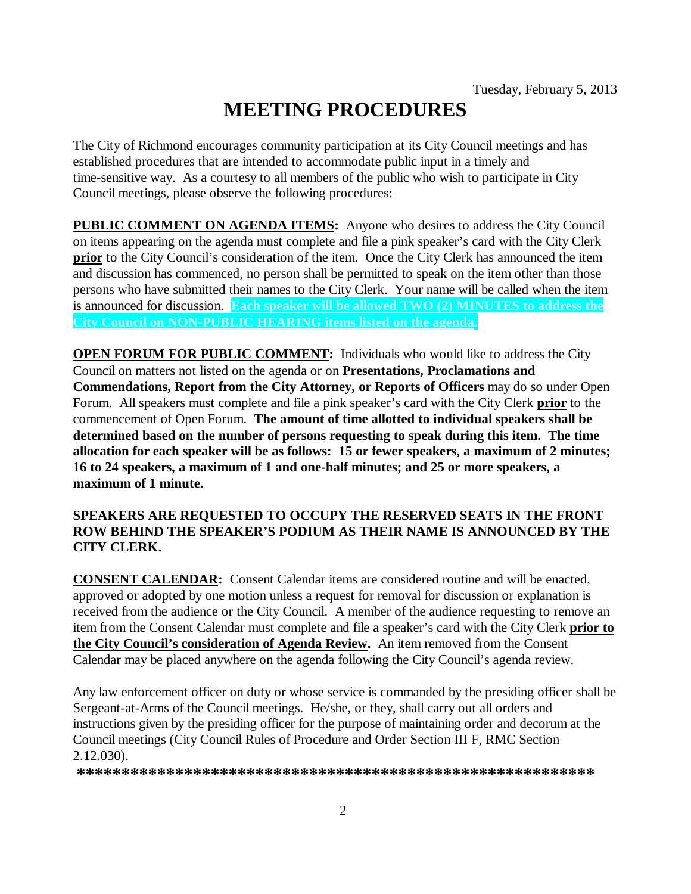Tuesday, February 5, 2013

# MEETING PROCEDURES

The City of Richmond encourages community participation at its City Council meetings and has established procedures that are intended to accommodate public input in a timely and time-sensitive way. As a courtesy to all members of the public who wish to participate in City Council meetings, please observe the following procedures:

**PUBLIC COMMENT ON AGENDA ITEMS:** Anyone who desires to address the City Council on items appearing on the agenda must complete and file a pink speaker's card with the City Clerk **prior** to the City Council's consideration of the item. Once the City Clerk has announced the item and discussion has commenced, no person shall be permitted to speak on the item other than those persons who have submitted their names to the City Clerk. Your name will be called when the item is announced for discussion. **Each speaker will be allowed TWO (2) MINUTES to address the City Council on NON-PUBLIC HEARING items listed on the agenda.**

**OPEN FORUM FOR PUBLIC COMMENT:** Individuals who would like to address the City Council on matters not listed on the agenda or on **Presentations, Proclamations and Commendations, Report from the City Attorney, or Reports of Officers** may do so under Open Forum. All speakers must complete and file a pink speaker's card with the City Clerk **prior** to the commencement of Open Forum. **The amount of time allotted to individual speakers shall be determined based on the number of persons requesting to speak during this item. The time allocation for each speaker will be as follows: 15 or fewer speakers, a maximum of 2 minutes; 16 to 24 speakers, a maximum of 1 and one-half minutes; and 25 or more speakers, a maximum of 1 minute.**

**SPEAKERS ARE REQUESTED TO OCCUPY THE RESERVED SEATS IN THE FRONT ROW BEHIND THE SPEAKER'S PODIUM AS THEIR NAME IS ANNOUNCED BY THE CITY CLERK.**

**CONSENT CALENDAR:** Consent Calendar items are considered routine and will be enacted, approved or adopted by one motion unless a request for removal for discussion or explanation is received from the audience or the City Council. A member of the audience requesting to remove an item from the Consent Calendar must complete and file a speaker's card with the City Clerk **prior to the City Council's consideration of Agenda Review.** An item removed from the Consent Calendar may be placed anywhere on the agenda following the City Council's agenda review.

Any law enforcement officer on duty or whose service is commanded by the presiding officer shall be Sergeant-at-Arms of the Council meetings. He/she, or they, shall carry out all orders and instructions given by the presiding officer for the purpose of maintaining order and decorum at the Council meetings (City Council Rules of Procedure and Order Section III F, RMC Section 2.12.030).

**\*\*\*\*\*\*\*\*\*\*\*\*\*\*\*\*\*\*\*\*\*\*\*\*\*\*\*\*\*\*\*\*\*\*\*\*\*\*\*\*\*\*\*\*\*\*\*\*\*\*\*\*\*\*\*\*\*\*\*\***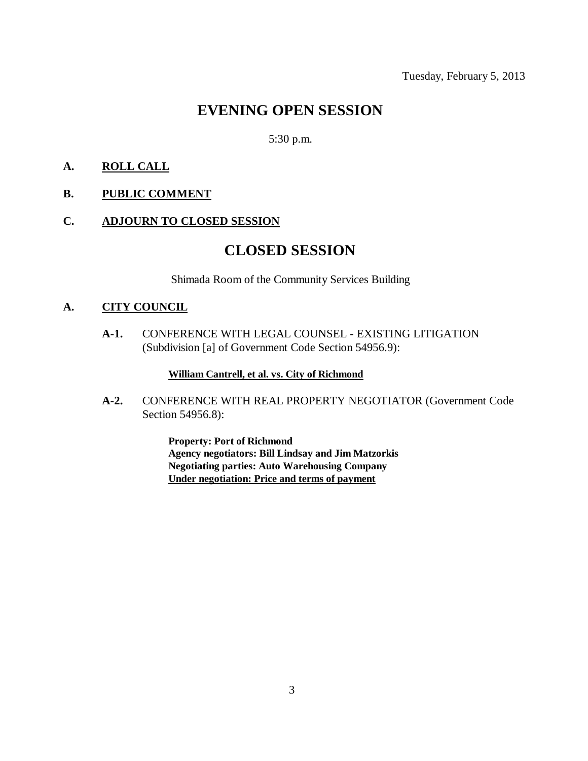Tuesday, February 5, 2013

# EVENING OPEN SESSION

5:30 p.m.

**A. ROLL CALL**

**B. PUBLIC COMMENT**

**C. ADJOURN TO CLOSED SESSION**

# CLOSED SESSION

Shimada Room of the Community Services Building

**A. CITY COUNCIL**

**A-1.** CONFERENCE WITH LEGAL COUNSEL - EXISTING LITIGATION (Subdivision [a] of Government Code Section 54956.9):

**William Cantrell, et al. vs. City of Richmond**

**A-2.** CONFERENCE WITH REAL PROPERTY NEGOTIATOR (Government Code Section 54956.8):

**Property: Port of Richmond**
**Agency negotiators: Bill Lindsay and Jim Matzorkis**
**Negotiating parties: Auto Warehousing Company**
**Under negotiation: Price and terms of payment**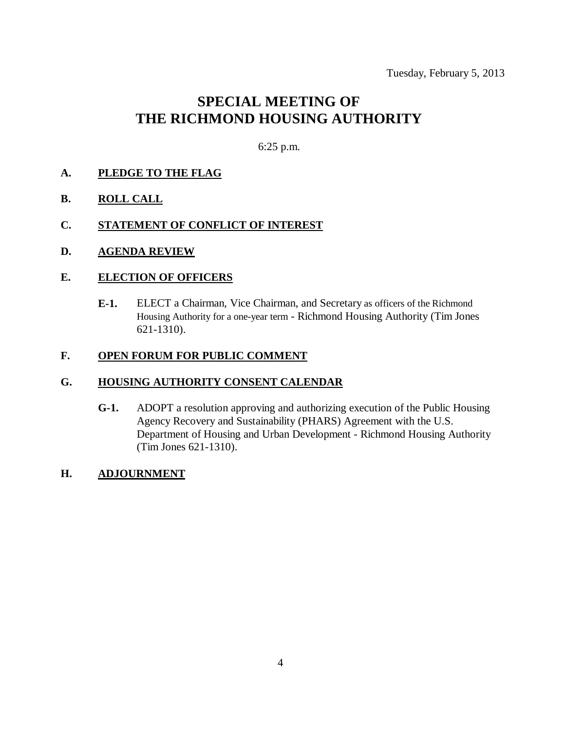Tuesday, February 5, 2013

# SPECIAL MEETING OF THE RICHMOND HOUSING AUTHORITY

6:25 p.m.

**A. PLEDGE TO THE FLAG**

**B. ROLL CALL**

**C. STATEMENT OF CONFLICT OF INTEREST**

**D. AGENDA REVIEW**

**E. ELECTION OF OFFICERS**

**E-1.** ELECT a Chairman, Vice Chairman, and Secretary as officers of the Richmond Housing Authority for a one-year term - Richmond Housing Authority (Tim Jones 621-1310).

**F. OPEN FORUM FOR PUBLIC COMMENT**

**G. HOUSING AUTHORITY CONSENT CALENDAR**

**G-1.** ADOPT a resolution approving and authorizing execution of the Public Housing Agency Recovery and Sustainability (PHARS) Agreement with the U.S. Department of Housing and Urban Development - Richmond Housing Authority (Tim Jones 621-1310).

**H. ADJOURNMENT**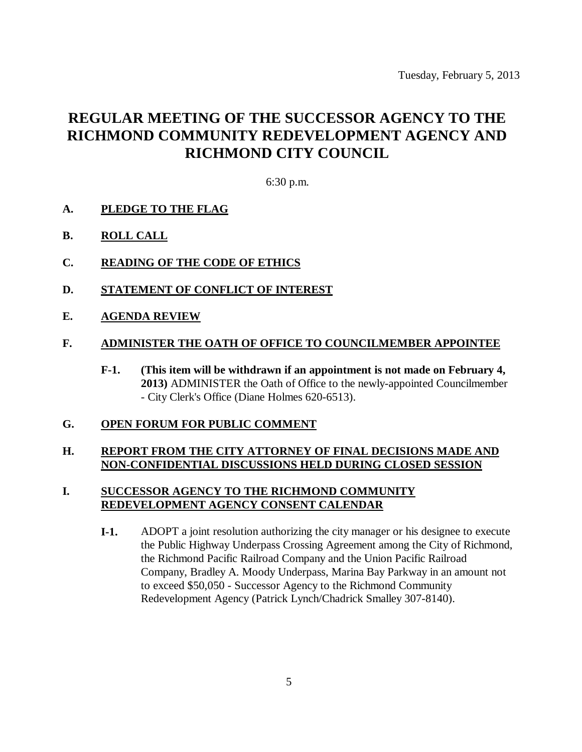Tuesday, February 5, 2013

# REGULAR MEETING OF THE SUCCESSOR AGENCY TO THE RICHMOND COMMUNITY REDEVELOPMENT AGENCY AND RICHMOND CITY COUNCIL

6:30 p.m.

**A. PLEDGE TO THE FLAG**

**B. ROLL CALL**

**C. READING OF THE CODE OF ETHICS**

**D. STATEMENT OF CONFLICT OF INTEREST**

**E. AGENDA REVIEW**

**F. ADMINISTER THE OATH OF OFFICE TO COUNCILMEMBER APPOINTEE**

**F-1.** **(This item will be withdrawn if an appointment is not made on February 4, 2013)** ADMINISTER the Oath of Office to the newly-appointed Councilmember - City Clerk's Office (Diane Holmes 620-6513).

**G. OPEN FORUM FOR PUBLIC COMMENT**

**H. REPORT FROM THE CITY ATTORNEY OF FINAL DECISIONS MADE AND NON-CONFIDENTIAL DISCUSSIONS HELD DURING CLOSED SESSION**

**I. SUCCESSOR AGENCY TO THE RICHMOND COMMUNITY REDEVELOPMENT AGENCY CONSENT CALENDAR**

**I-1.** ADOPT a joint resolution authorizing the city manager or his designee to execute the Public Highway Underpass Crossing Agreement among the City of Richmond, the Richmond Pacific Railroad Company and the Union Pacific Railroad Company, Bradley A. Moody Underpass, Marina Bay Parkway in an amount not to exceed $50,050 - Successor Agency to the Richmond Community Redevelopment Agency (Patrick Lynch/Chadrick Smalley 307-8140).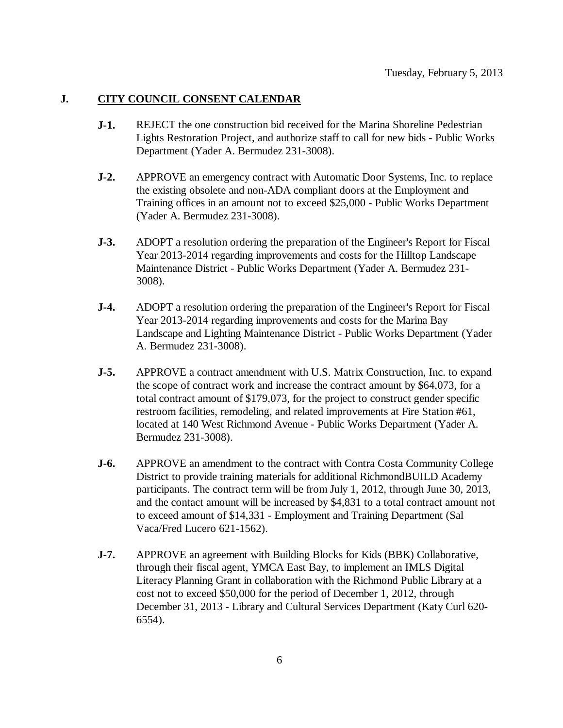Tuesday, February 5, 2013

## J. CITY COUNCIL CONSENT CALENDAR

**J-1.** REJECT the one construction bid received for the Marina Shoreline Pedestrian Lights Restoration Project, and authorize staff to call for new bids - Public Works Department (Yader A. Bermudez 231-3008).

**J-2.** APPROVE an emergency contract with Automatic Door Systems, Inc. to replace the existing obsolete and non-ADA compliant doors at the Employment and Training offices in an amount not to exceed $25,000 - Public Works Department (Yader A. Bermudez 231-3008).

**J-3.** ADOPT a resolution ordering the preparation of the Engineer's Report for Fiscal Year 2013-2014 regarding improvements and costs for the Hilltop Landscape Maintenance District - Public Works Department (Yader A. Bermudez 231-3008).

**J-4.** ADOPT a resolution ordering the preparation of the Engineer's Report for Fiscal Year 2013-2014 regarding improvements and costs for the Marina Bay Landscape and Lighting Maintenance District - Public Works Department (Yader A. Bermudez 231-3008).

**J-5.** APPROVE a contract amendment with U.S. Matrix Construction, Inc. to expand the scope of contract work and increase the contract amount by $64,073, for a total contract amount of $179,073, for the project to construct gender specific restroom facilities, remodeling, and related improvements at Fire Station #61, located at 140 West Richmond Avenue - Public Works Department (Yader A. Bermudez 231-3008).

**J-6.** APPROVE an amendment to the contract with Contra Costa Community College District to provide training materials for additional RichmondBUILD Academy participants. The contract term will be from July 1, 2012, through June 30, 2013, and the contact amount will be increased by $4,831 to a total contract amount not to exceed amount of $14,331 - Employment and Training Department (Sal Vaca/Fred Lucero 621-1562).

**J-7.** APPROVE an agreement with Building Blocks for Kids (BBK) Collaborative, through their fiscal agent, YMCA East Bay, to implement an IMLS Digital Literacy Planning Grant in collaboration with the Richmond Public Library at a cost not to exceed $50,000 for the period of December 1, 2012, through December 31, 2013 - Library and Cultural Services Department (Katy Curl 620-6554).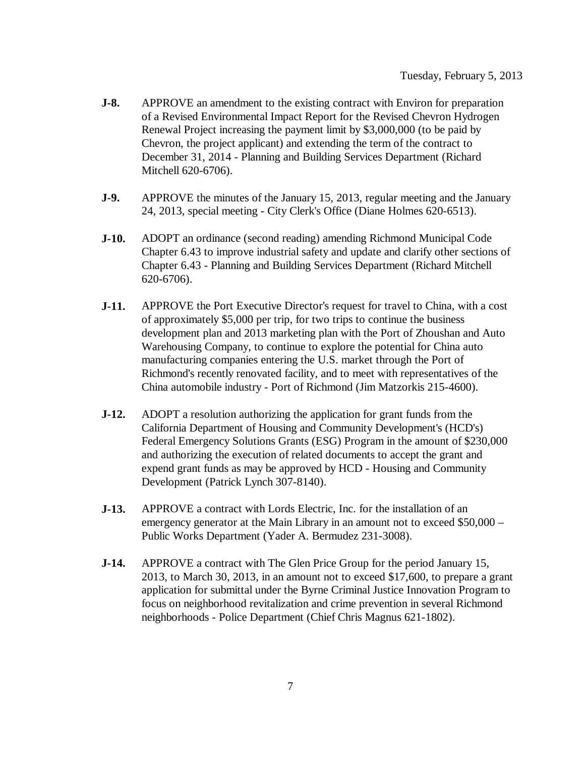**J-8.** APPROVE an amendment to the existing contract with Environ for preparation of a Revised Environmental Impact Report for the Revised Chevron Hydrogen Renewal Project increasing the payment limit by $3,000,000 (to be paid by Chevron, the project applicant) and extending the term of the contract to December 31, 2014 - Planning and Building Services Department (Richard Mitchell 620-6706).

**J-9.** APPROVE the minutes of the January 15, 2013, regular meeting and the January 24, 2013, special meeting - City Clerk's Office (Diane Holmes 620-6513).

**J-10.** ADOPT an ordinance (second reading) amending Richmond Municipal Code Chapter 6.43 to improve industrial safety and update and clarify other sections of Chapter 6.43 - Planning and Building Services Department (Richard Mitchell 620-6706).

**J-11.** APPROVE the Port Executive Director's request for travel to China, with a cost of approximately $5,000 per trip, for two trips to continue the business development plan and 2013 marketing plan with the Port of Zhoushan and Auto Warehousing Company, to continue to explore the potential for China auto manufacturing companies entering the U.S. market through the Port of Richmond's recently renovated facility, and to meet with representatives of the China automobile industry - Port of Richmond (Jim Matzorkis 215-4600).

**J-12.** ADOPT a resolution authorizing the application for grant funds from the California Department of Housing and Community Development's (HCD's) Federal Emergency Solutions Grants (ESG) Program in the amount of $230,000 and authorizing the execution of related documents to accept the grant and expend grant funds as may be approved by HCD - Housing and Community Development (Patrick Lynch 307-8140).

**J-13.** APPROVE a contract with Lords Electric, Inc. for the installation of an emergency generator at the Main Library in an amount not to exceed $50,000 – Public Works Department (Yader A. Bermudez 231-3008).

**J-14.** APPROVE a contract with The Glen Price Group for the period January 15, 2013, to March 30, 2013, in an amount not to exceed $17,600, to prepare a grant application for submittal under the Byrne Criminal Justice Innovation Program to focus on neighborhood revitalization and crime prevention in several Richmond neighborhoods - Police Department (Chief Chris Magnus 621-1802).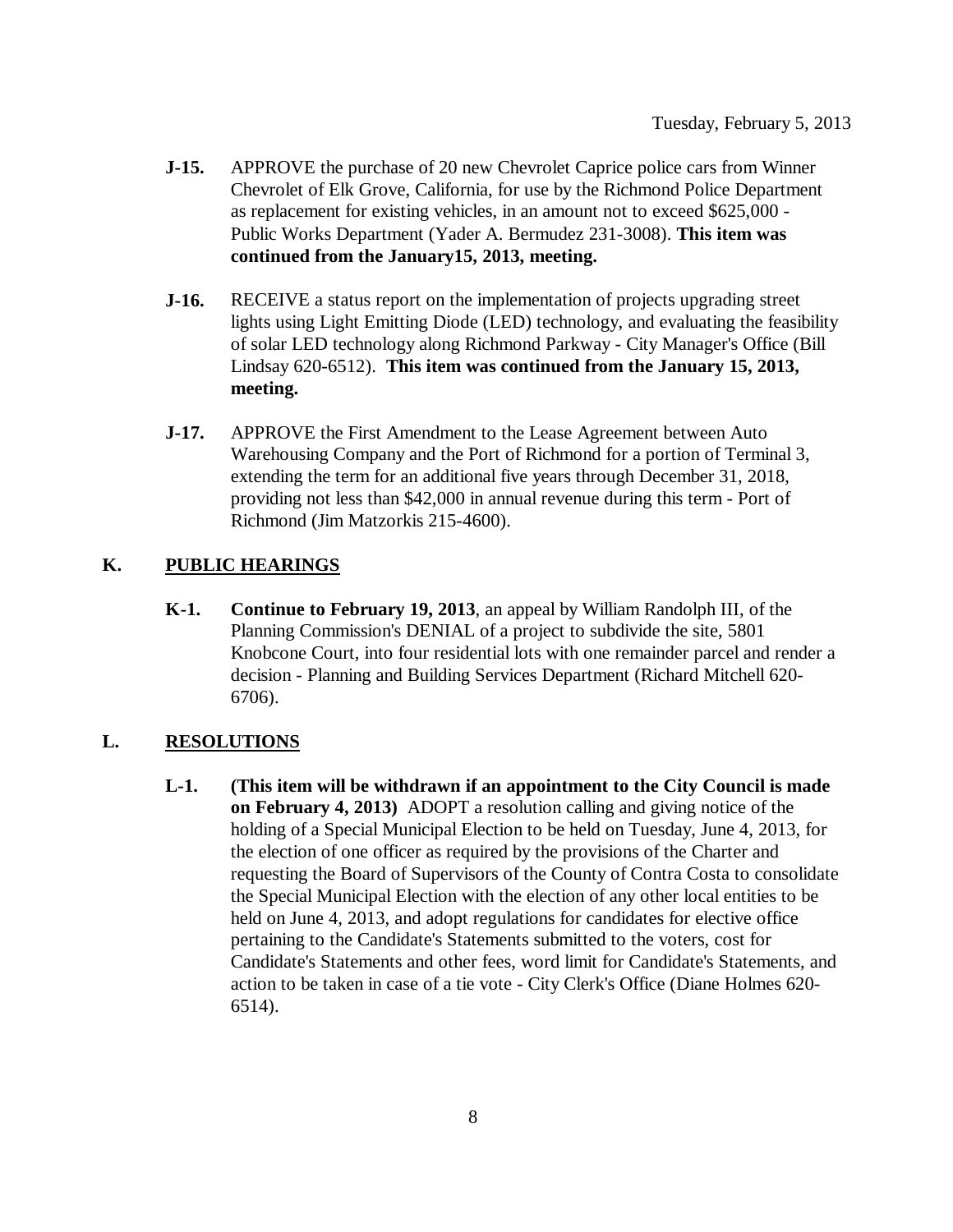- **J-15.** APPROVE the purchase of 20 new Chevrolet Caprice police cars from Winner Chevrolet of Elk Grove, California, for use by the Richmond Police Department as replacement for existing vehicles, in an amount not to exceed $625,000 - Public Works Department (Yader A. Bermudez 231-3008). **This item was continued from the January15, 2013, meeting.**

- **J-16.** RECEIVE a status report on the implementation of projects upgrading street lights using Light Emitting Diode (LED) technology, and evaluating the feasibility of solar LED technology along Richmond Parkway - City Manager's Office (Bill Lindsay 620-6512). **This item was continued from the January 15, 2013, meeting.**

- **J-17.** APPROVE the First Amendment to the Lease Agreement between Auto Warehousing Company and the Port of Richmond for a portion of Terminal 3, extending the term for an additional five years through December 31, 2018, providing not less than $42,000 in annual revenue during this term - Port of Richmond (Jim Matzorkis 215-4600).

## K. PUBLIC HEARINGS

- **K-1.** **Continue to February 19, 2013**, an appeal by William Randolph III, of the Planning Commission's DENIAL of a project to subdivide the site, 5801 Knobcone Court, into four residential lots with one remainder parcel and render a decision - Planning and Building Services Department (Richard Mitchell 620-6706).

## L. RESOLUTIONS

- **L-1.** **(This item will be withdrawn if an appointment to the City Council is made on February 4, 2013)** ADOPT a resolution calling and giving notice of the holding of a Special Municipal Election to be held on Tuesday, June 4, 2013, for the election of one officer as required by the provisions of the Charter and requesting the Board of Supervisors of the County of Contra Costa to consolidate the Special Municipal Election with the election of any other local entities to be held on June 4, 2013, and adopt regulations for candidates for elective office pertaining to the Candidate's Statements submitted to the voters, cost for Candidate's Statements and other fees, word limit for Candidate's Statements, and action to be taken in case of a tie vote - City Clerk's Office (Diane Holmes 620-6514).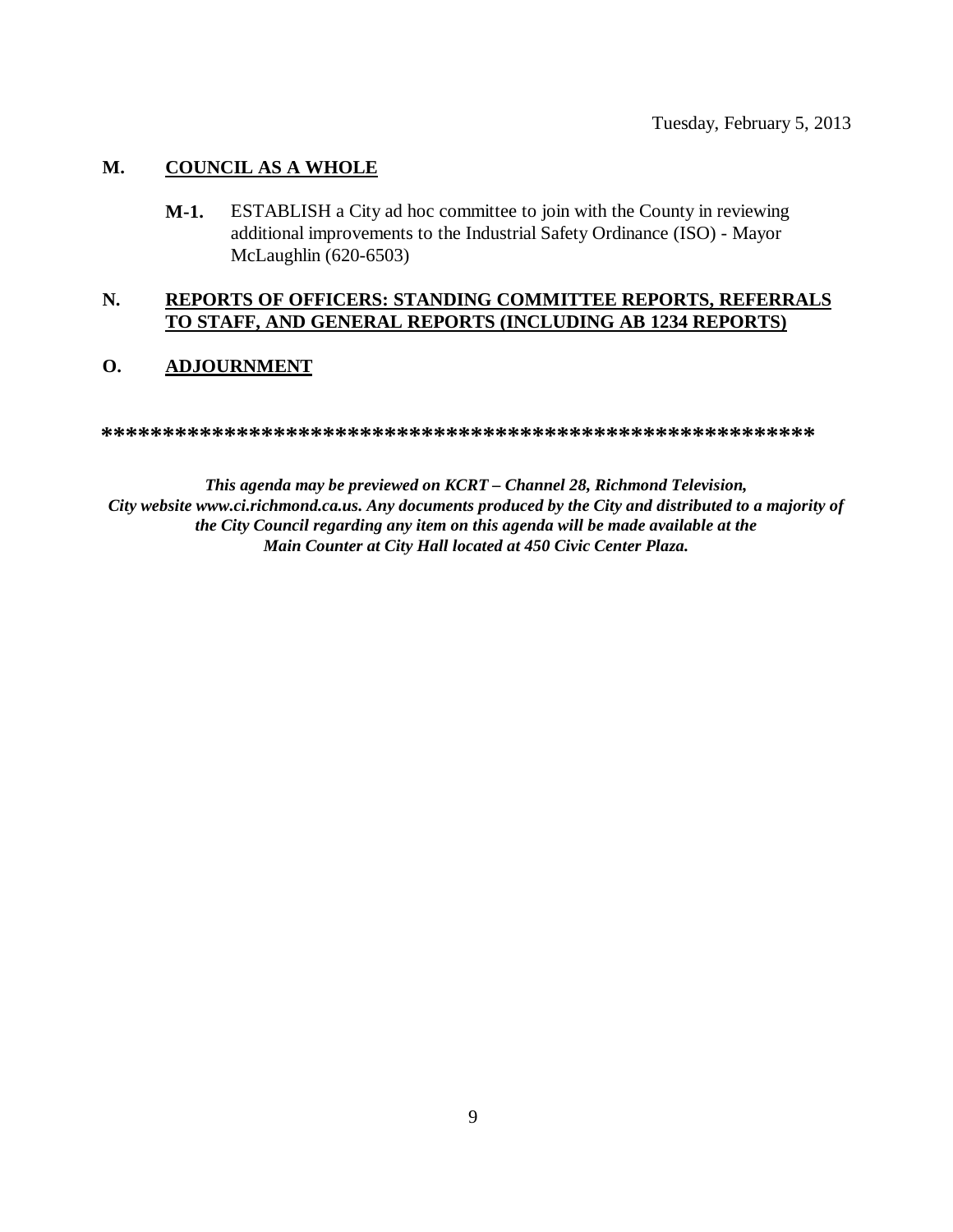Tuesday, February 5, 2013

## M. <u>COUNCIL AS A WHOLE</u>

**M-1.** ESTABLISH a City ad hoc committee to join with the County in reviewing additional improvements to the Industrial Safety Ordinance (ISO) - Mayor McLaughlin (620-6503)

## N. <u>REPORTS OF OFFICERS: STANDING COMMITTEE REPORTS, REFERRALS TO STAFF, AND GENERAL REPORTS (INCLUDING AB 1234 REPORTS)</u>

## O. <u>ADJOURNMENT</u>

**************************************************************

***This agenda may be previewed on KCRT – Channel 28, Richmond Television, City website www.ci.richmond.ca.us. Any documents produced by the City and distributed to a majority of the City Council regarding any item on this agenda will be made available at the Main Counter at City Hall located at 450 Civic Center Plaza.***